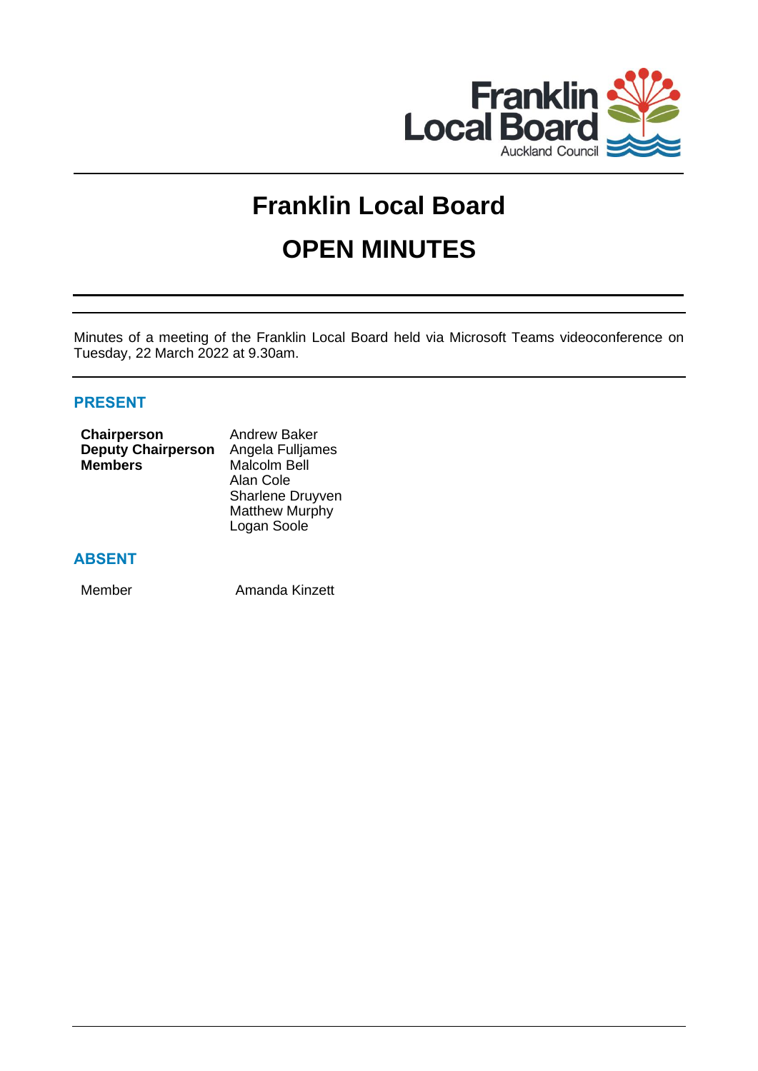# Franklin Local Board

# OPEN MINUTES

Minutes of a meeting of the Franklin Local Board held via Microsoft Teams videoconference on Tuesday, 22 March 2022 at 9.30am.

## PRESENT

| | |
|---|---|
| **Chairperson** | Andrew Baker |
| **Deputy Chairperson** | Angela Fulljames |
| **Members** | Malcolm Bell |
| | Alan Cole |
| | Sharlene Druyven |
| | Matthew Murphy |
| | Logan Soole |

## ABSENT

| | |
|---|---|
| Member | Amanda Kinzett |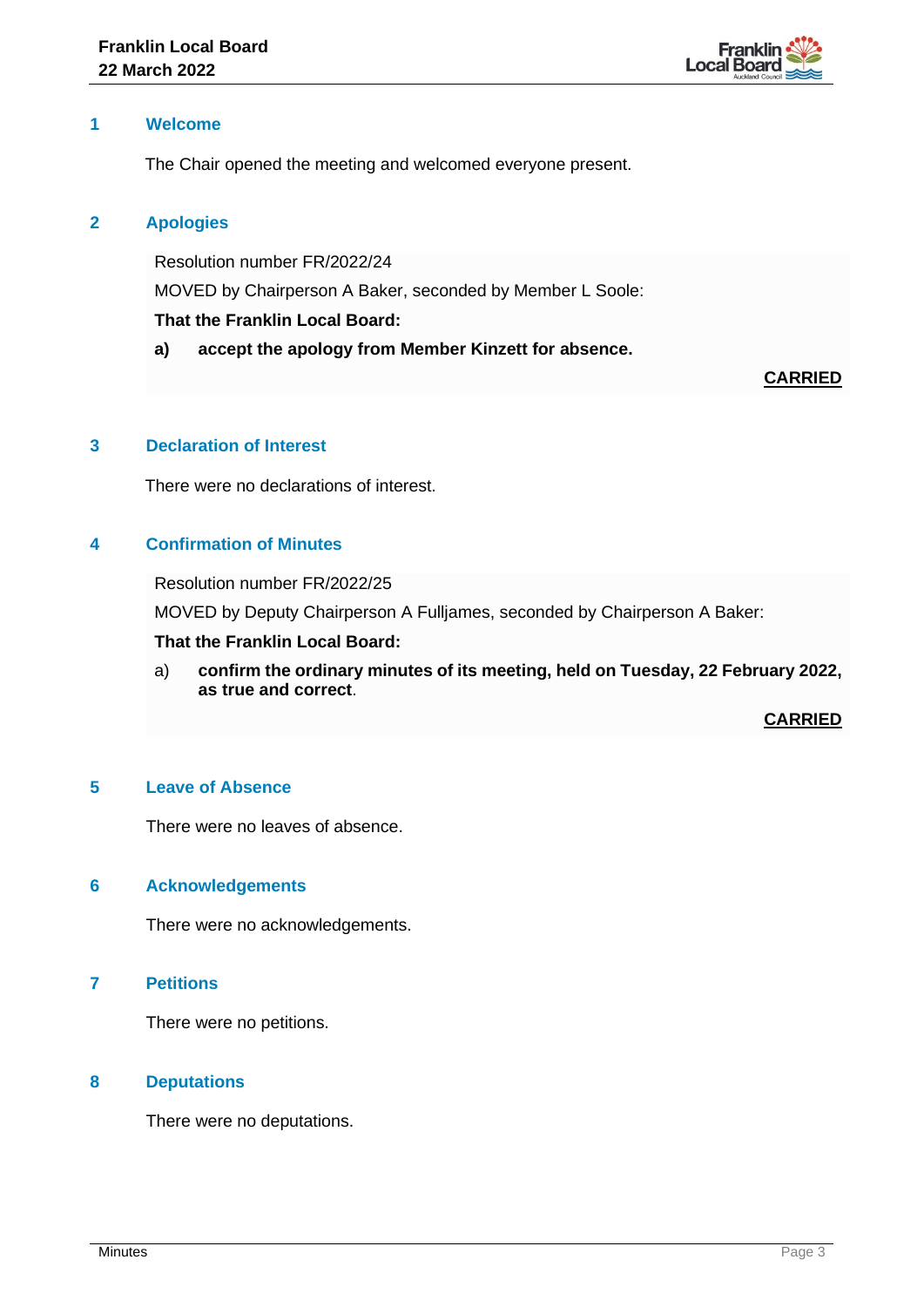## 1 Welcome

The Chair opened the meeting and welcomed everyone present.

## 2 Apologies

Resolution number FR/2022/24

MOVED by Chairperson A Baker, seconded by Member L Soole:

**That the Franklin Local Board:**

**a) accept the apology from Member Kinzett for absence.**

**CARRIED**

## 3 Declaration of Interest

There were no declarations of interest.

## 4 Confirmation of Minutes

Resolution number FR/2022/25

MOVED by Deputy Chairperson A Fulljames, seconded by Chairperson A Baker:

**That the Franklin Local Board:**

a) **confirm the ordinary minutes of its meeting, held on Tuesday, 22 February 2022, as true and correct**.

**CARRIED**

## 5 Leave of Absence

There were no leaves of absence.

## 6 Acknowledgements

There were no acknowledgements.

## 7 Petitions

There were no petitions.

## 8 Deputations

There were no deputations.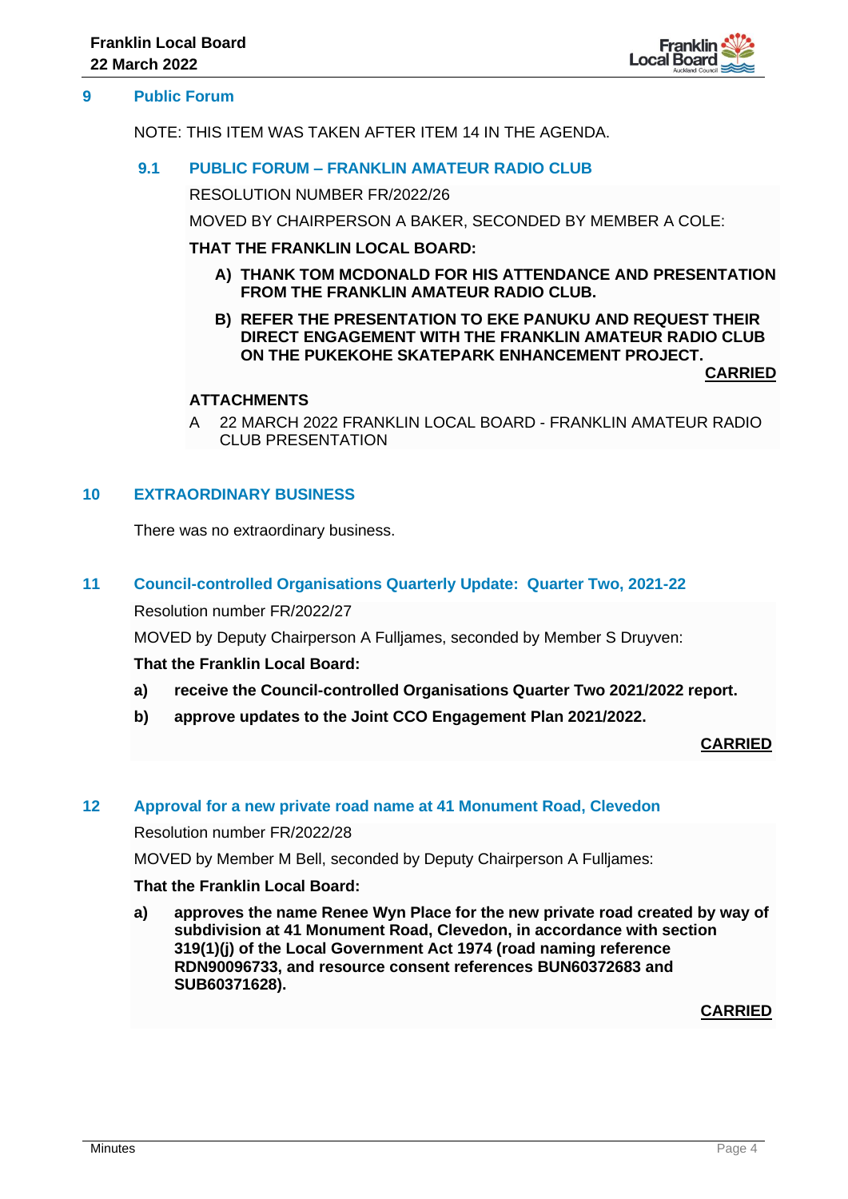## 9 Public Forum

NOTE: THIS ITEM WAS TAKEN AFTER ITEM 14 IN THE AGENDA.

### 9.1 PUBLIC FORUM – FRANKLIN AMATEUR RADIO CLUB

RESOLUTION NUMBER FR/2022/26

MOVED BY CHAIRPERSON A BAKER, SECONDED BY MEMBER A COLE:

**THAT THE FRANKLIN LOCAL BOARD:**

**A) THANK TOM MCDONALD FOR HIS ATTENDANCE AND PRESENTATION FROM THE FRANKLIN AMATEUR RADIO CLUB.**

**B) REFER THE PRESENTATION TO EKE PANUKU AND REQUEST THEIR DIRECT ENGAGEMENT WITH THE FRANKLIN AMATEUR RADIO CLUB ON THE PUKEKOHE SKATEPARK ENHANCEMENT PROJECT.**

**CARRIED**

**ATTACHMENTS**

A 22 MARCH 2022 FRANKLIN LOCAL BOARD - FRANKLIN AMATEUR RADIO CLUB PRESENTATION

## 10 EXTRAORDINARY BUSINESS

There was no extraordinary business.

## 11 Council-controlled Organisations Quarterly Update: Quarter Two, 2021-22

Resolution number FR/2022/27

MOVED by Deputy Chairperson A Fulljames, seconded by Member S Druyven:

**That the Franklin Local Board:**

**a) receive the Council-controlled Organisations Quarter Two 2021/2022 report.**

**b) approve updates to the Joint CCO Engagement Plan 2021/2022.**

**CARRIED**

## 12 Approval for a new private road name at 41 Monument Road, Clevedon

Resolution number FR/2022/28

MOVED by Member M Bell, seconded by Deputy Chairperson A Fulljames:

**That the Franklin Local Board:**

**a) approves the name Renee Wyn Place for the new private road created by way of subdivision at 41 Monument Road, Clevedon, in accordance with section 319(1)(j) of the Local Government Act 1974 (road naming reference RDN90096733, and resource consent references BUN60372683 and SUB60371628).**

**CARRIED**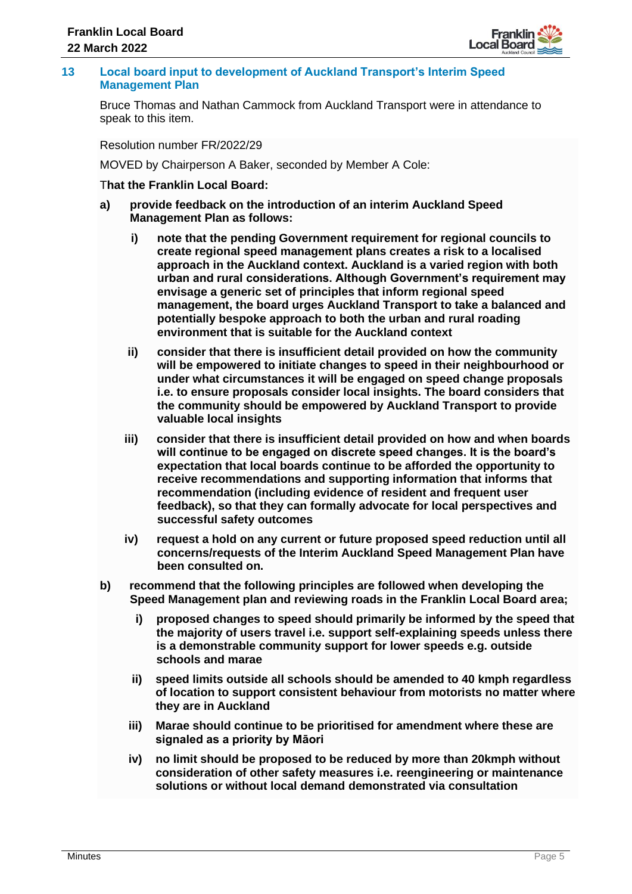## 13 Local board input to development of Auckland Transport's Interim Speed Management Plan

Bruce Thomas and Nathan Cammock from Auckland Transport were in attendance to speak to this item.

Resolution number FR/2022/29

MOVED by Chairperson A Baker, seconded by Member A Cole:

**That the Franklin Local Board:**

**a) provide feedback on the introduction of an interim Auckland Speed Management Plan as follows:**

**i) note that the pending Government requirement for regional councils to create regional speed management plans creates a risk to a localised approach in the Auckland context. Auckland is a varied region with both urban and rural considerations. Although Government's requirement may envisage a generic set of principles that inform regional speed management, the board urges Auckland Transport to take a balanced and potentially bespoke approach to both the urban and rural roading environment that is suitable for the Auckland context**

**ii) consider that there is insufficient detail provided on how the community will be empowered to initiate changes to speed in their neighbourhood or under what circumstances it will be engaged on speed change proposals i.e. to ensure proposals consider local insights. The board considers that the community should be empowered by Auckland Transport to provide valuable local insights**

**iii) consider that there is insufficient detail provided on how and when boards will continue to be engaged on discrete speed changes. It is the board's expectation that local boards continue to be afforded the opportunity to receive recommendations and supporting information that informs that recommendation (including evidence of resident and frequent user feedback), so that they can formally advocate for local perspectives and successful safety outcomes**

**iv) request a hold on any current or future proposed speed reduction until all concerns/requests of the Interim Auckland Speed Management Plan have been consulted on.**

**b) recommend that the following principles are followed when developing the Speed Management plan and reviewing roads in the Franklin Local Board area;**

**i) proposed changes to speed should primarily be informed by the speed that the majority of users travel i.e. support self-explaining speeds unless there is a demonstrable community support for lower speeds e.g. outside schools and marae**

**ii) speed limits outside all schools should be amended to 40 kmph regardless of location to support consistent behaviour from motorists no matter where they are in Auckland**

**iii) Marae should continue to be prioritised for amendment where these are signaled as a priority by Māori**

**iv) no limit should be proposed to be reduced by more than 20kmph without consideration of other safety measures i.e. reengineering or maintenance solutions or without local demand demonstrated via consultation**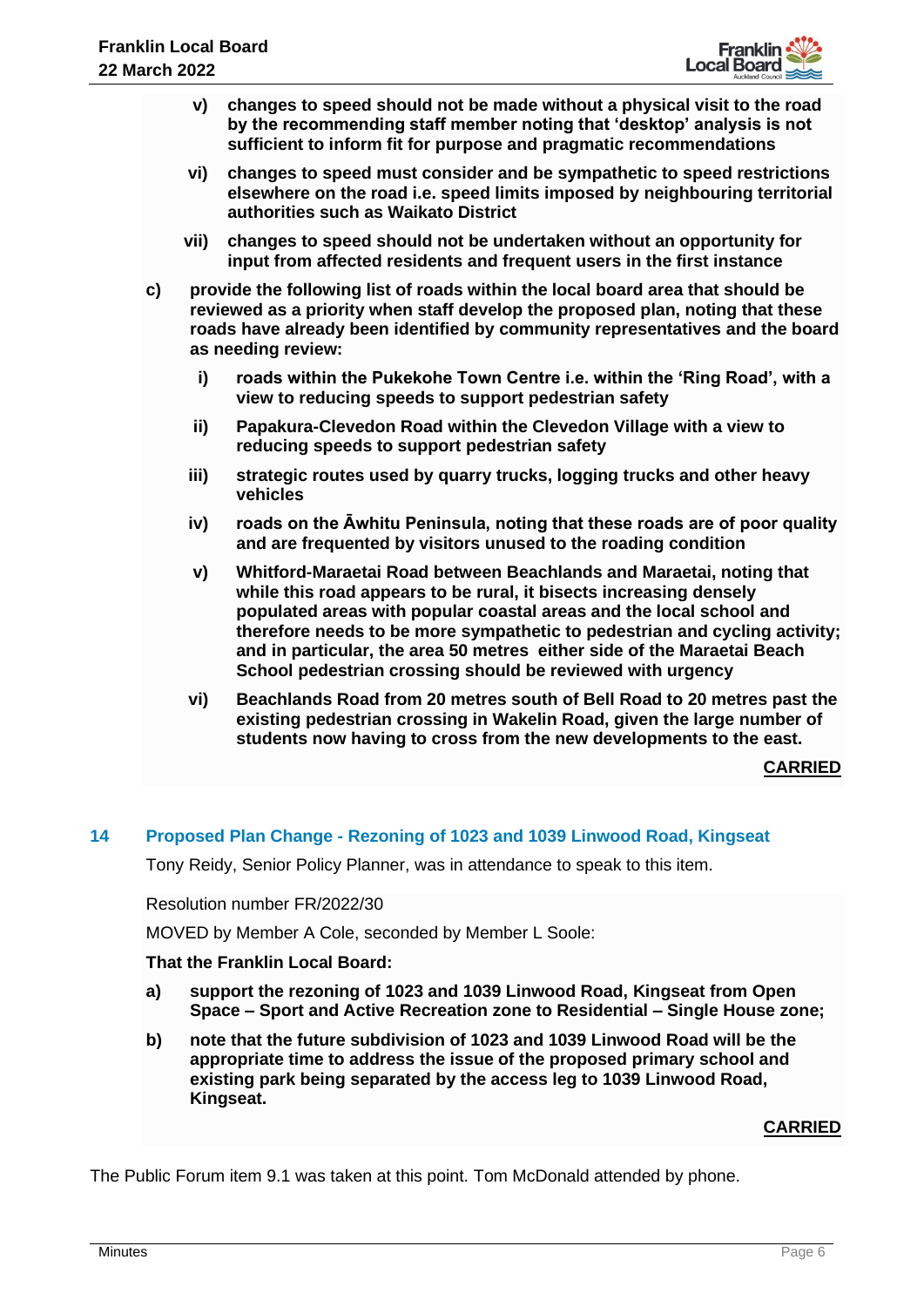- **v) changes to speed should not be made without a physical visit to the road by the recommending staff member noting that 'desktop' analysis is not sufficient to inform fit for purpose and pragmatic recommendations**
- **vi) changes to speed must consider and be sympathetic to speed restrictions elsewhere on the road i.e. speed limits imposed by neighbouring territorial authorities such as Waikato District**
- **vii) changes to speed should not be undertaken without an opportunity for input from affected residents and frequent users in the first instance**

**c) provide the following list of roads within the local board area that should be reviewed as a priority when staff develop the proposed plan, noting that these roads have already been identified by community representatives and the board as needing review:**

- **i) roads within the Pukekohe Town Centre i.e. within the 'Ring Road', with a view to reducing speeds to support pedestrian safety**
- **ii) Papakura-Clevedon Road within the Clevedon Village with a view to reducing speeds to support pedestrian safety**
- **iii) strategic routes used by quarry trucks, logging trucks and other heavy vehicles**
- **iv) roads on the Āwhitu Peninsula, noting that these roads are of poor quality and are frequented by visitors unused to the roading condition**
- **v) Whitford-Maraetai Road between Beachlands and Maraetai, noting that while this road appears to be rural, it bisects increasing densely populated areas with popular coastal areas and the local school and therefore needs to be more sympathetic to pedestrian and cycling activity; and in particular, the area 50 metres either side of the Maraetai Beach School pedestrian crossing should be reviewed with urgency**
- **vi) Beachlands Road from 20 metres south of Bell Road to 20 metres past the existing pedestrian crossing in Wakelin Road, given the large number of students now having to cross from the new developments to the east.**

**CARRIED**

## 14 Proposed Plan Change - Rezoning of 1023 and 1039 Linwood Road, Kingseat

Tony Reidy, Senior Policy Planner, was in attendance to speak to this item.

Resolution number FR/2022/30

MOVED by Member A Cole, seconded by Member L Soole:

**That the Franklin Local Board:**

**a) support the rezoning of 1023 and 1039 Linwood Road, Kingseat from Open Space – Sport and Active Recreation zone to Residential – Single House zone;**

**b) note that the future subdivision of 1023 and 1039 Linwood Road will be the appropriate time to address the issue of the proposed primary school and existing park being separated by the access leg to 1039 Linwood Road, Kingseat.**

**CARRIED**

The Public Forum item 9.1 was taken at this point. Tom McDonald attended by phone.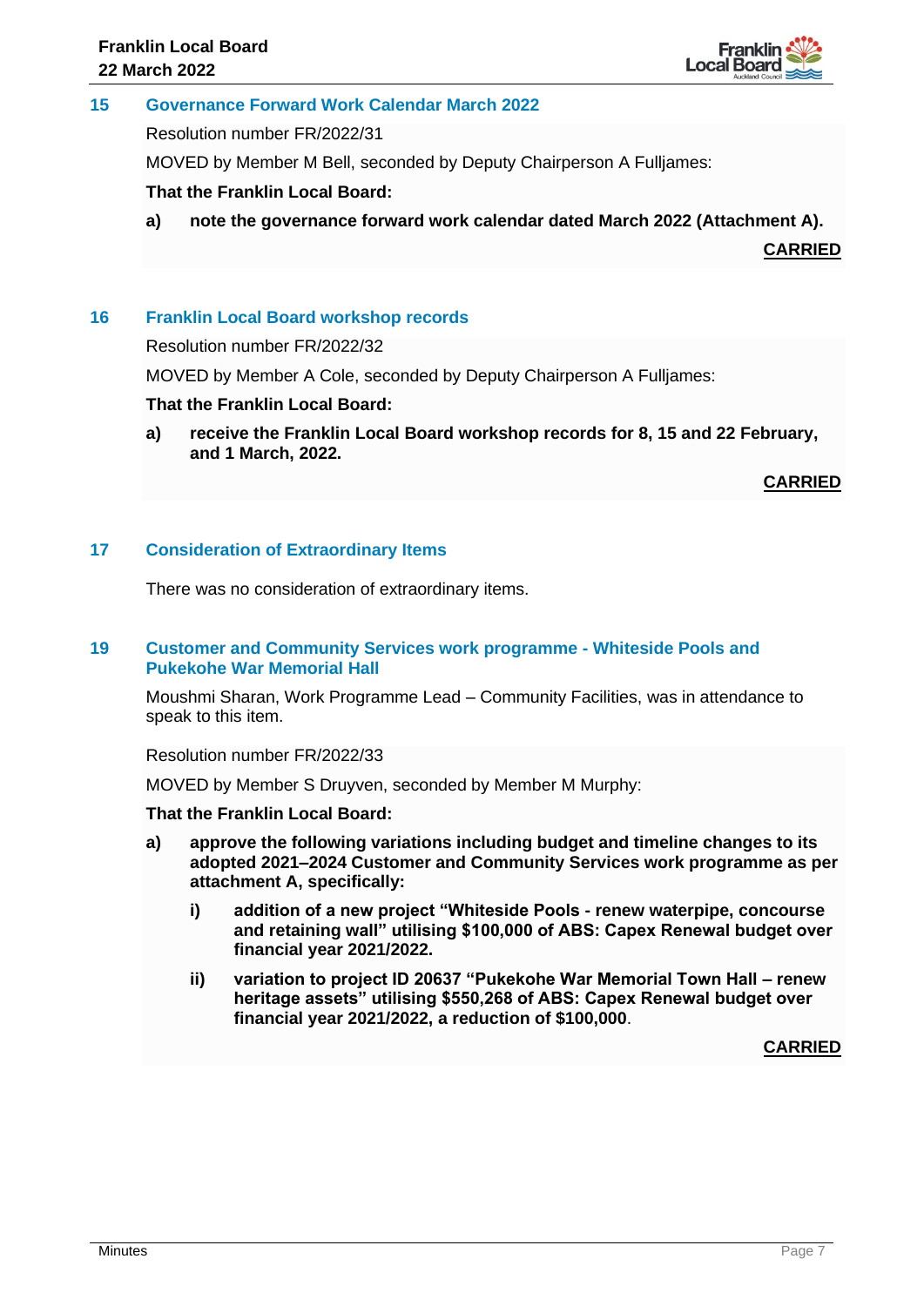## 15 Governance Forward Work Calendar March 2022

Resolution number FR/2022/31

MOVED by Member M Bell, seconded by Deputy Chairperson A Fulljames:

**That the Franklin Local Board:**

**a) note the governance forward work calendar dated March 2022 (Attachment A).**

**CARRIED**

## 16 Franklin Local Board workshop records

Resolution number FR/2022/32

MOVED by Member A Cole, seconded by Deputy Chairperson A Fulljames:

**That the Franklin Local Board:**

**a) receive the Franklin Local Board workshop records for 8, 15 and 22 February, and 1 March, 2022.**

**CARRIED**

## 17 Consideration of Extraordinary Items

There was no consideration of extraordinary items.

## 19 Customer and Community Services work programme - Whiteside Pools and Pukekohe War Memorial Hall

Moushmi Sharan, Work Programme Lead – Community Facilities, was in attendance to speak to this item.

Resolution number FR/2022/33

MOVED by Member S Druyven, seconded by Member M Murphy:

**That the Franklin Local Board:**

**a) approve the following variations including budget and timeline changes to its adopted 2021–2024 Customer and Community Services work programme as per attachment A, specifically:**

**i) addition of a new project “Whiteside Pools - renew waterpipe, concourse and retaining wall” utilising $100,000 of ABS: Capex Renewal budget over financial year 2021/2022.**

**ii) variation to project ID 20637 “Pukekohe War Memorial Town Hall – renew heritage assets” utilising $550,268 of ABS: Capex Renewal budget over financial year 2021/2022, a reduction of $100,000.**

**CARRIED**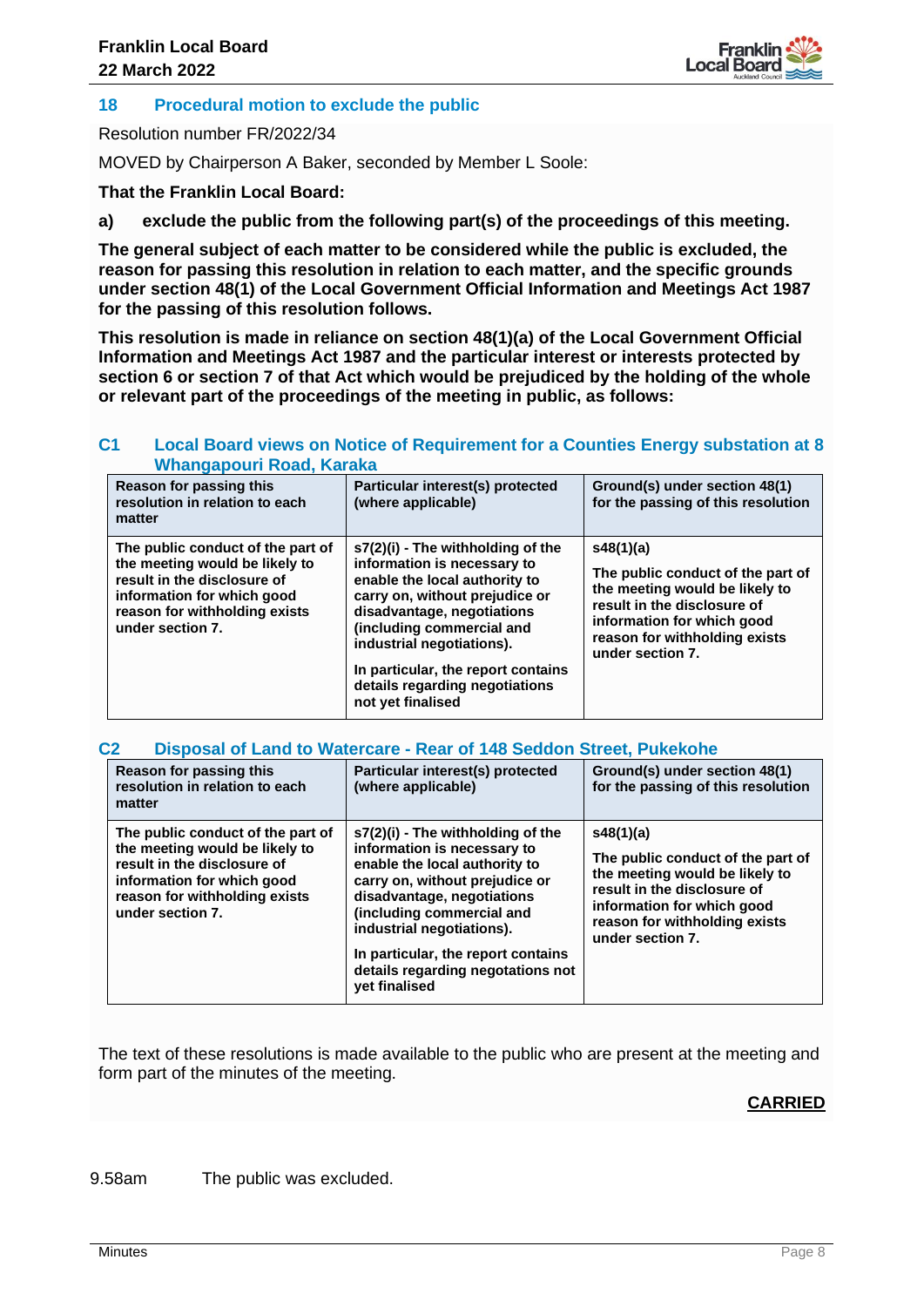## 18 Procedural motion to exclude the public

Resolution number FR/2022/34

MOVED by Chairperson A Baker, seconded by Member L Soole:

**That the Franklin Local Board:**

**a) exclude the public from the following part(s) of the proceedings of this meeting.**

**The general subject of each matter to be considered while the public is excluded, the reason for passing this resolution in relation to each matter, and the specific grounds under section 48(1) of the Local Government Official Information and Meetings Act 1987 for the passing of this resolution follows.**

**This resolution is made in reliance on section 48(1)(a) of the Local Government Official Information and Meetings Act 1987 and the particular interest or interests protected by section 6 or section 7 of that Act which would be prejudiced by the holding of the whole or relevant part of the proceedings of the meeting in public, as follows:**

### C1 Local Board views on Notice of Requirement for a Counties Energy substation at 8 Whangapouri Road, Karaka

| Reason for passing this resolution in relation to each matter | Particular interest(s) protected (where applicable) | Ground(s) under section 48(1) for the passing of this resolution |
|---|---|---|
| The public conduct of the part of the meeting would be likely to result in the disclosure of information for which good reason for withholding exists under section 7. | s7(2)(i) - The withholding of the information is necessary to enable the local authority to carry on, without prejudice or disadvantage, negotiations (including commercial and industrial negotiations).<br><br>In particular, the report contains details regarding negotiations not yet finalised | s48(1)(a)<br><br>The public conduct of the part of the meeting would be likely to result in the disclosure of information for which good reason for withholding exists under section 7. |

### C2 Disposal of Land to Watercare - Rear of 148 Seddon Street, Pukekohe

| Reason for passing this resolution in relation to each matter | Particular interest(s) protected (where applicable) | Ground(s) under section 48(1) for the passing of this resolution |
|---|---|---|
| The public conduct of the part of the meeting would be likely to result in the disclosure of information for which good reason for withholding exists under section 7. | s7(2)(i) - The withholding of the information is necessary to enable the local authority to carry on, without prejudice or disadvantage, negotiations (including commercial and industrial negotiations).<br><br>In particular, the report contains details regarding negotations not yet finalised | s48(1)(a)<br><br>The public conduct of the part of the meeting would be likely to result in the disclosure of information for which good reason for withholding exists under section 7. |

The text of these resolutions is made available to the public who are present at the meeting and form part of the minutes of the meeting.

**CARRIED**

9.58am The public was excluded.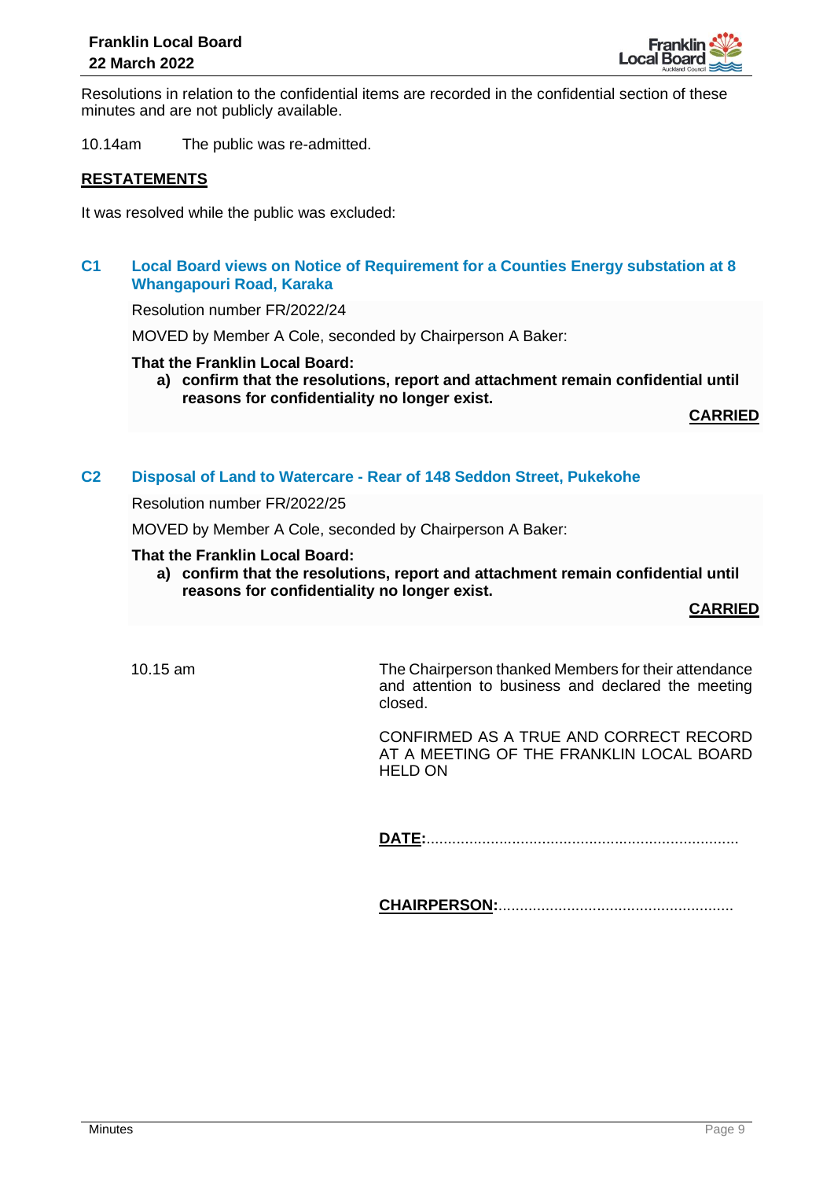Resolutions in relation to the confidential items are recorded in the confidential section of these minutes and are not publicly available.

10.14am The public was re-admitted.

**RESTATEMENTS**

It was resolved while the public was excluded:

### C1 Local Board views on Notice of Requirement for a Counties Energy substation at 8 Whangapouri Road, Karaka

Resolution number FR/2022/24

MOVED by Member A Cole, seconded by Chairperson A Baker:

**That the Franklin Local Board:**

a) **confirm that the resolutions, report and attachment remain confidential until reasons for confidentiality no longer exist.**

**CARRIED**

### C2 Disposal of Land to Watercare - Rear of 148 Seddon Street, Pukekohe

Resolution number FR/2022/25

MOVED by Member A Cole, seconded by Chairperson A Baker:

**That the Franklin Local Board:**

a) **confirm that the resolutions, report and attachment remain confidential until reasons for confidentiality no longer exist.**

**CARRIED**

10.15 am The Chairperson thanked Members for their attendance and attention to business and declared the meeting closed.

CONFIRMED AS A TRUE AND CORRECT RECORD AT A MEETING OF THE FRANKLIN LOCAL BOARD HELD ON

**DATE:**.........................................................................

**CHAIRPERSON:**.......................................................